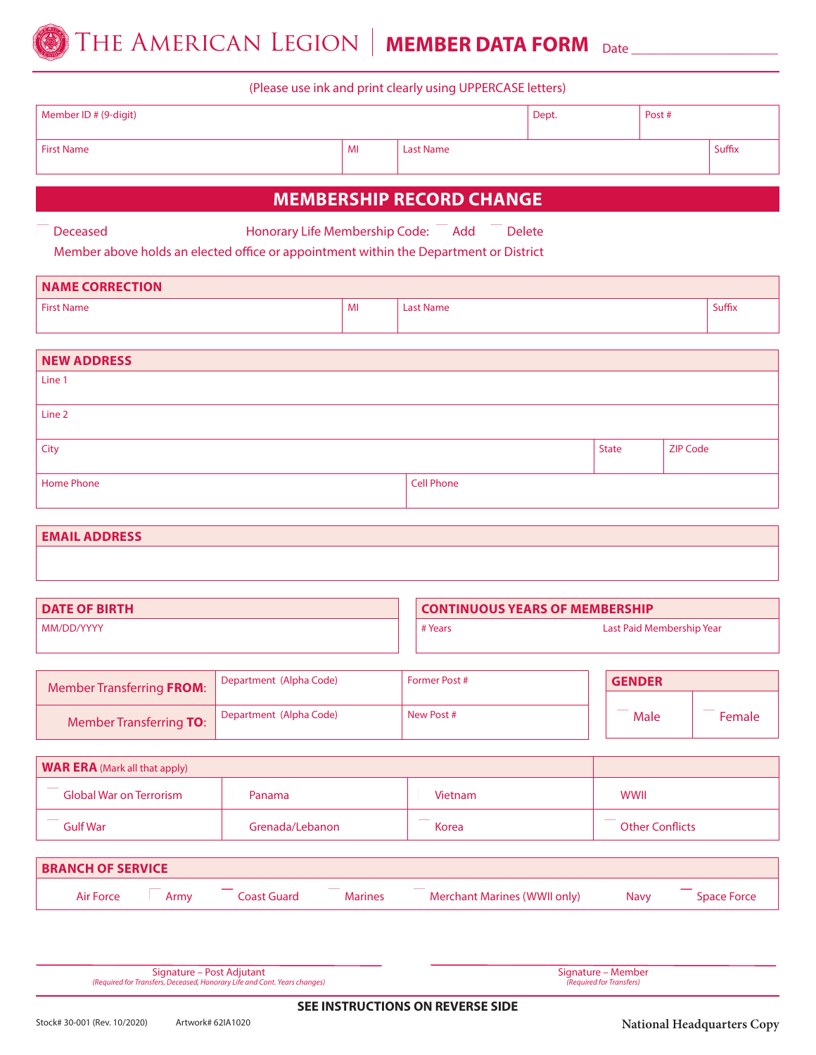# THE AMERICAN LEGION | MEMBER DATA FORM

Date ____________________

(Please use ink and print clearly using UPPERCASE letters)

| Member ID # (9-digit) | | | Dept. | Post # |
|---|---|---|---|---|
| First Name | MI | Last Name | | Suffix |

## MEMBERSHIP RECORD CHANGE

☐ Deceased    Honorary Life Membership Code: ☐ Add ☐ Delete

Member above holds an elected office or appointment within the Department or District

| NAME CORRECTION | | | |
|---|---|---|---|
| First Name | MI | Last Name | Suffix |

| NEW ADDRESS | | |
|---|---|---|
| Line 1 | | |
| Line 2 | | |
| City | State | ZIP Code |
| Home Phone | Cell Phone | |

| EMAIL ADDRESS |
|---|
| |

| DATE OF BIRTH |
|---|
| MM/DD/YYYY |

| CONTINUOUS YEARS OF MEMBERSHIP | |
|---|---|
| # Years | Last Paid Membership Year |

| | | |
|---|---|---|
| Member Transferring **FROM**: | Department (Alpha Code) | Former Post # |
| Member Transferring **TO**: | Department (Alpha Code) | New Post # |

| GENDER | |
|---|---|
| ☐ Male | ☐ Female |

| **WAR ERA** (Mark all that apply) | | | |
|---|---|---|---|
| ☐ Global War on Terrorism | ☐ Panama | ☐ Vietnam | ☐ WWII |
| ☐ Gulf War | ☐ Grenada/Lebanon | ☐ Korea | ☐ Other Conflicts |

**BRANCH OF SERVICE**

☐ Air Force ☐ Army ☐ Coast Guard ☐ Marines ☐ Merchant Marines (WWII only) ☐ Navy ☐ Space Force

______________________________
Signature – Post Adjutant
*(Required for Transfers, Deceased, Honorary Life and Cont. Years changes)*

______________________________
Signature – Member
*(Required for Transfers)*

**SEE INSTRUCTIONS ON REVERSE SIDE**

Stock# 30-001 (Rev. 10/2020) Artwork# 62IA1020

National Headquarters Copy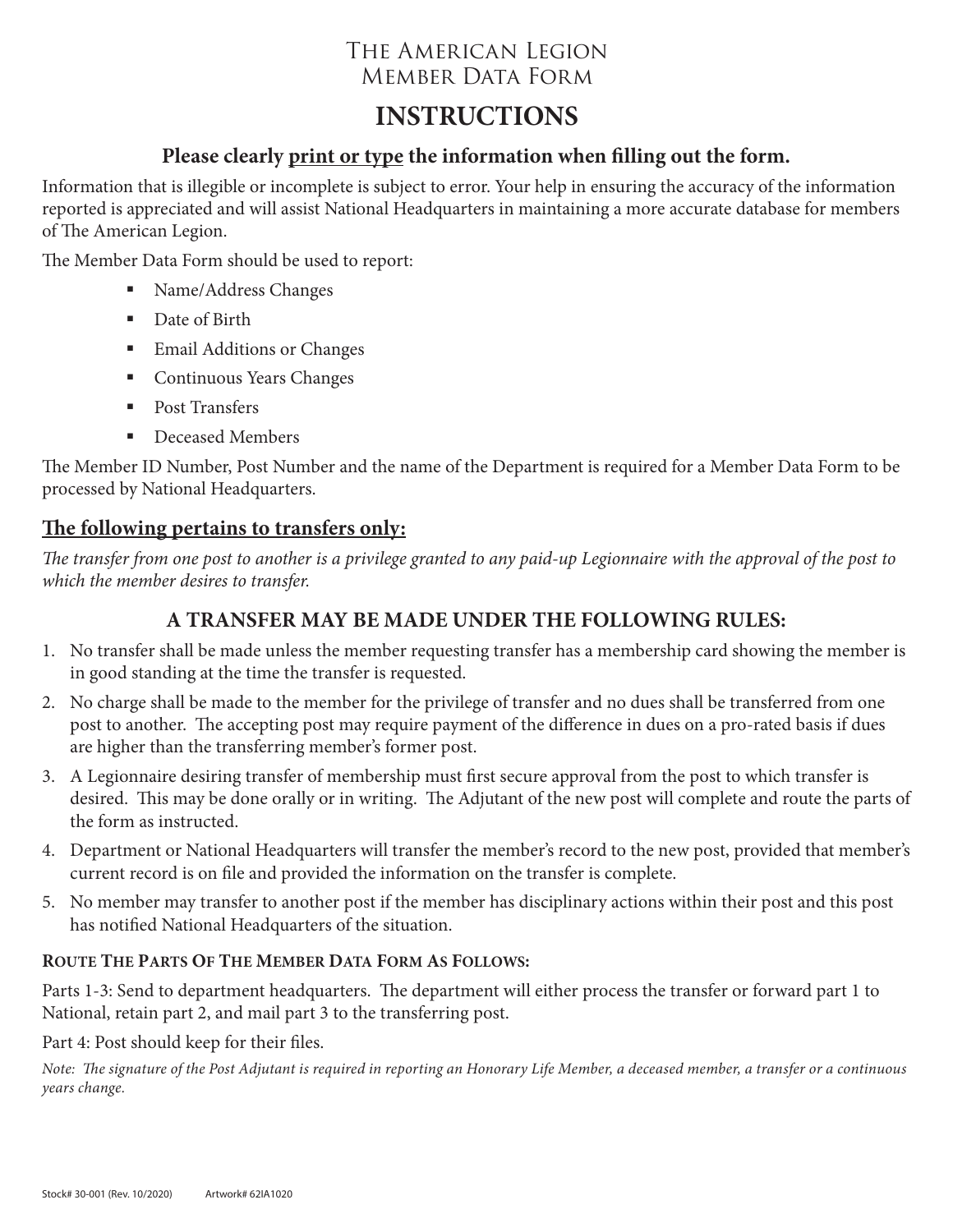# The American Legion Member Data Form

# INSTRUCTIONS

### Please clearly print or type the information when filling out the form.

Information that is illegible or incomplete is subject to error. Your help in ensuring the accuracy of the information reported is appreciated and will assist National Headquarters in maintaining a more accurate database for members of The American Legion.

The Member Data Form should be used to report:

- Name/Address Changes
- Date of Birth
- Email Additions or Changes
- Continuous Years Changes
- Post Transfers
- Deceased Members

The Member ID Number, Post Number and the name of the Department is required for a Member Data Form to be processed by National Headquarters.

## The following pertains to transfers only:

*The transfer from one post to another is a privilege granted to any paid-up Legionnaire with the approval of the post to which the member desires to transfer.*

### A TRANSFER MAY BE MADE UNDER THE FOLLOWING RULES:

1. No transfer shall be made unless the member requesting transfer has a membership card showing the member is in good standing at the time the transfer is requested.
2. No charge shall be made to the member for the privilege of transfer and no dues shall be transferred from one post to another. The accepting post may require payment of the difference in dues on a pro-rated basis if dues are higher than the transferring member's former post.
3. A Legionnaire desiring transfer of membership must first secure approval from the post to which transfer is desired. This may be done orally or in writing. The Adjutant of the new post will complete and route the parts of the form as instructed.
4. Department or National Headquarters will transfer the member's record to the new post, provided that member's current record is on file and provided the information on the transfer is complete.
5. No member may transfer to another post if the member has disciplinary actions within their post and this post has notified National Headquarters of the situation.

**Route The Parts Of The Member Data Form As Follows:**

Parts 1-3: Send to department headquarters. The department will either process the transfer or forward part 1 to National, retain part 2, and mail part 3 to the transferring post.

Part 4: Post should keep for their files.

*Note: The signature of the Post Adjutant is required in reporting an Honorary Life Member, a deceased member, a transfer or a continuous years change.*

Stock# 30-001 (Rev. 10/2020) Artwork# 62IA1020